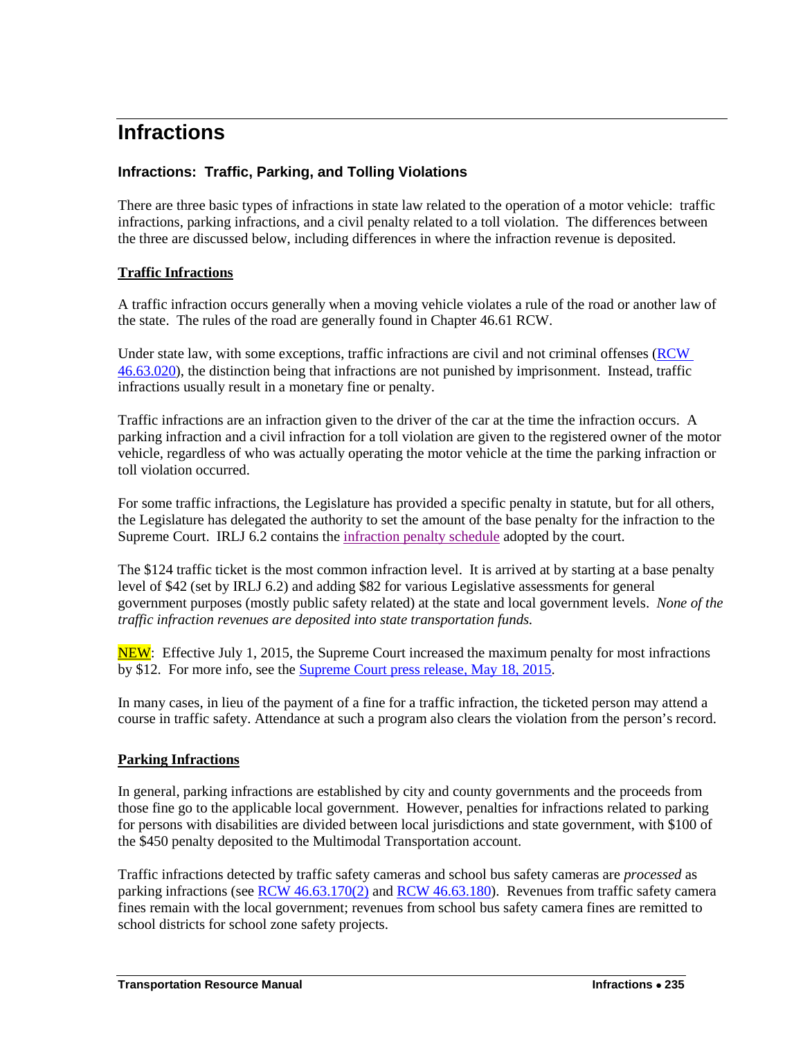# Infractions

### Infractions: Traffic, Parking, and Tolling Violations

There are three basic types of infractions in state law related to the operation of a motor vehicle: traffic infractions, parking infractions, and a civil penalty related to a toll violation. The differences between the three are discussed below, including differences in where the infraction revenue is deposited.

**Traffic Infractions**

A traffic infraction occurs generally when a moving vehicle violates a rule of the road or another law of the state. The rules of the road are generally found in Chapter 46.61 RCW.

Under state law, with some exceptions, traffic infractions are civil and not criminal offenses (RCW 46.63.020), the distinction being that infractions are not punished by imprisonment. Instead, traffic infractions usually result in a monetary fine or penalty.

Traffic infractions are an infraction given to the driver of the car at the time the infraction occurs. A parking infraction and a civil infraction for a toll violation are given to the registered owner of the motor vehicle, regardless of who was actually operating the motor vehicle at the time the parking infraction or toll violation occurred.

For some traffic infractions, the Legislature has provided a specific penalty in statute, but for all others, the Legislature has delegated the authority to set the amount of the base penalty for the infraction to the Supreme Court. IRLJ 6.2 contains the infraction penalty schedule adopted by the court.

The $124 traffic ticket is the most common infraction level. It is arrived at by starting at a base penalty level of $42 (set by IRLJ 6.2) and adding $82 for various Legislative assessments for general government purposes (mostly public safety related) at the state and local government levels. *None of the traffic infraction revenues are deposited into state transportation funds.*

NEW: Effective July 1, 2015, the Supreme Court increased the maximum penalty for most infractions by $12. For more info, see the Supreme Court press release, May 18, 2015.

In many cases, in lieu of the payment of a fine for a traffic infraction, the ticketed person may attend a course in traffic safety. Attendance at such a program also clears the violation from the person's record.

**Parking Infractions**

In general, parking infractions are established by city and county governments and the proceeds from those fine go to the applicable local government. However, penalties for infractions related to parking for persons with disabilities are divided between local jurisdictions and state government, with $100 of the $450 penalty deposited to the Multimodal Transportation account.

Traffic infractions detected by traffic safety cameras and school bus safety cameras are *processed* as parking infractions (see RCW 46.63.170(2) and RCW 46.63.180). Revenues from traffic safety camera fines remain with the local government; revenues from school bus safety camera fines are remitted to school districts for school zone safety projects.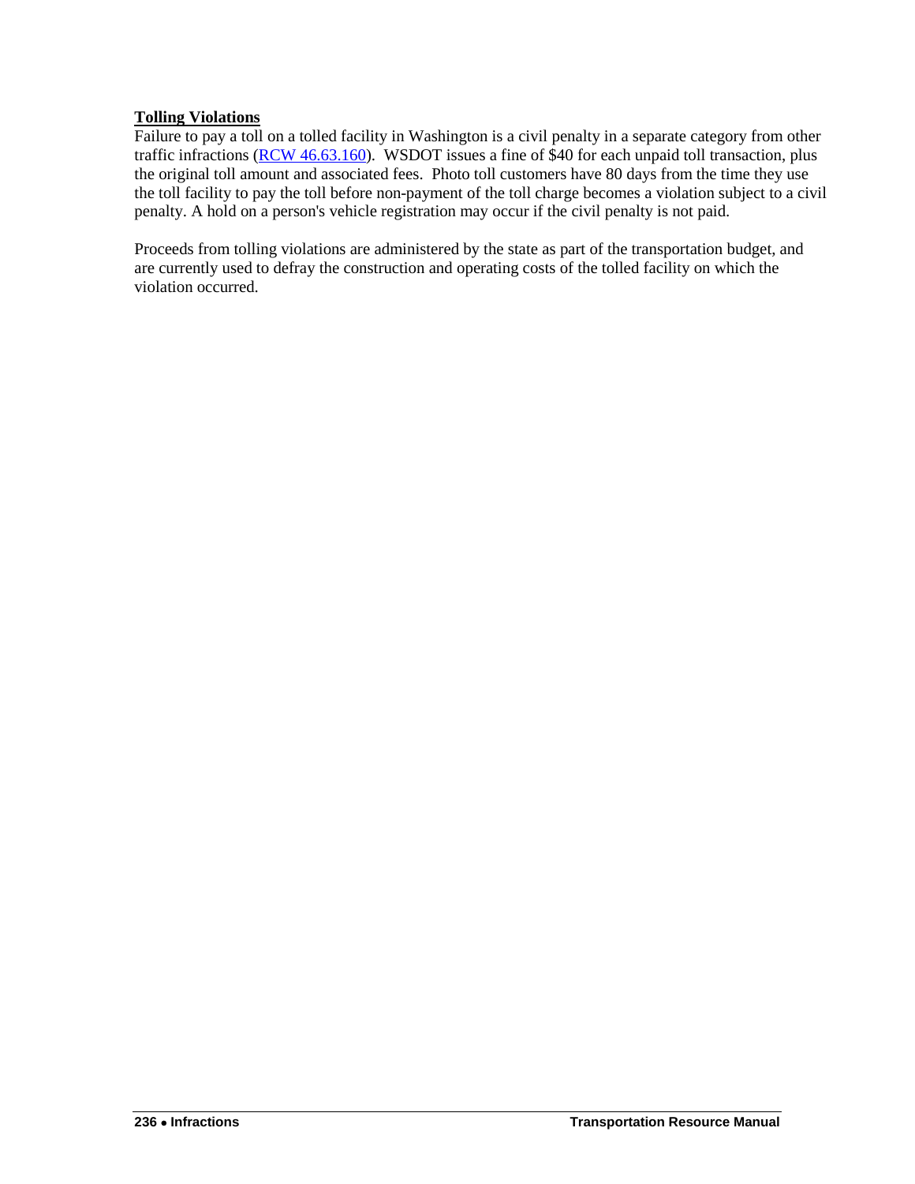**Tolling Violations**

Failure to pay a toll on a tolled facility in Washington is a civil penalty in a separate category from other traffic infractions (RCW 46.63.160). WSDOT issues a fine of $40 for each unpaid toll transaction, plus the original toll amount and associated fees. Photo toll customers have 80 days from the time they use the toll facility to pay the toll before non-payment of the toll charge becomes a violation subject to a civil penalty. A hold on a person's vehicle registration may occur if the civil penalty is not paid.

Proceeds from tolling violations are administered by the state as part of the transportation budget, and are currently used to defray the construction and operating costs of the tolled facility on which the violation occurred.